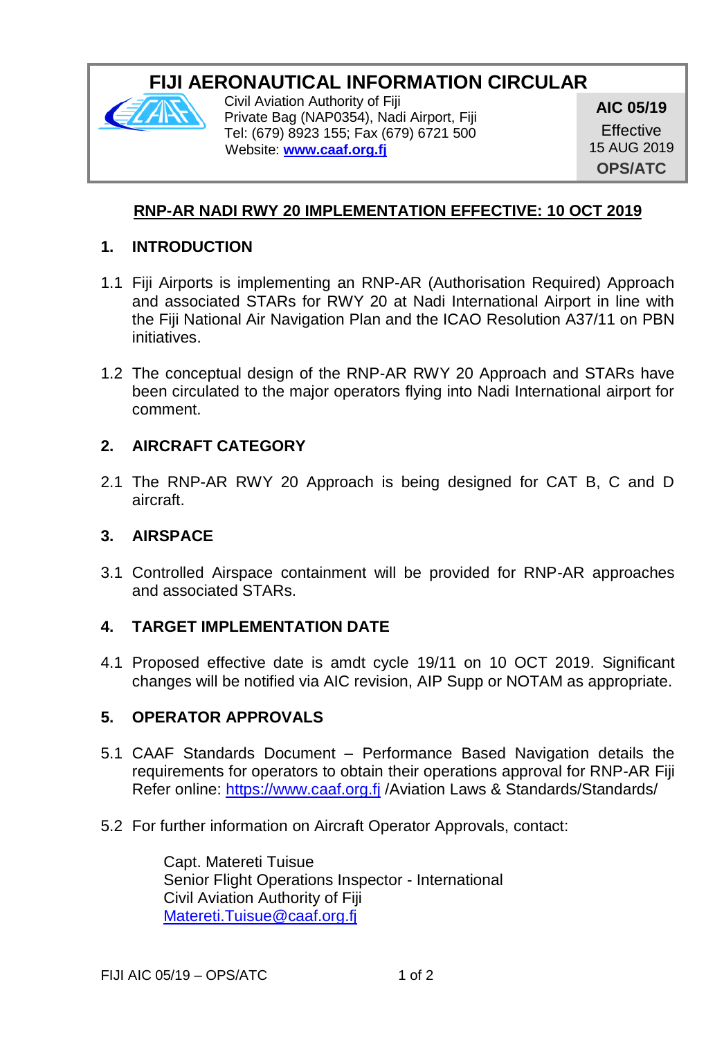# FIJI AERONAUTICAL INFORMATION CIRCULAR

Civil Aviation Authority of Fiji
Private Bag (NAP0354), Nadi Airport, Fiji
Tel: (679) 8923 155; Fax (679) 6721 500
Website: **www.caaf.org.fj**

**AIC 05/19**
Effective
15 AUG 2019
**OPS/ATC**

## RNP-AR NADI RWY 20 IMPLEMENTATION EFFECTIVE: 10 OCT 2019

### 1. INTRODUCTION

1.1 Fiji Airports is implementing an RNP-AR (Authorisation Required) Approach and associated STARs for RWY 20 at Nadi International Airport in line with the Fiji National Air Navigation Plan and the ICAO Resolution A37/11 on PBN initiatives.

1.2 The conceptual design of the RNP-AR RWY 20 Approach and STARs have been circulated to the major operators flying into Nadi International airport for comment.

### 2. AIRCRAFT CATEGORY

2.1 The RNP-AR RWY 20 Approach is being designed for CAT B, C and D aircraft.

### 3. AIRSPACE

3.1 Controlled Airspace containment will be provided for RNP-AR approaches and associated STARs.

### 4. TARGET IMPLEMENTATION DATE

4.1 Proposed effective date is amdt cycle 19/11 on 10 OCT 2019. Significant changes will be notified via AIC revision, AIP Supp or NOTAM as appropriate.

### 5. OPERATOR APPROVALS

5.1 CAAF Standards Document – Performance Based Navigation details the requirements for operators to obtain their operations approval for RNP-AR Fiji Refer online: https://www.caaf.org.fj /Aviation Laws & Standards/Standards/

5.2 For further information on Aircraft Operator Approvals, contact:

Capt. Matereti Tuisue
Senior Flight Operations Inspector - International
Civil Aviation Authority of Fiji
Matereti.Tuisue@caaf.org.fj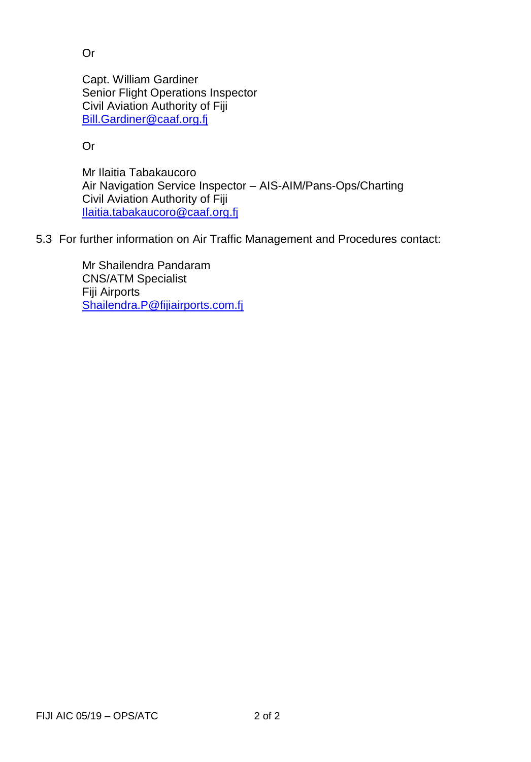Or

Capt. William Gardiner
Senior Flight Operations Inspector
Civil Aviation Authority of Fiji
Bill.Gardiner@caaf.org.fj

Or

Mr Ilaitia Tabakaucoro
Air Navigation Service Inspector – AIS-AIM/Pans-Ops/Charting
Civil Aviation Authority of Fiji
Ilaitia.tabakaucoro@caaf.org.fj

5.3 For further information on Air Traffic Management and Procedures contact:

Mr Shailendra Pandaram
CNS/ATM Specialist
Fiji Airports
Shailendra.P@fijiairports.com.fj